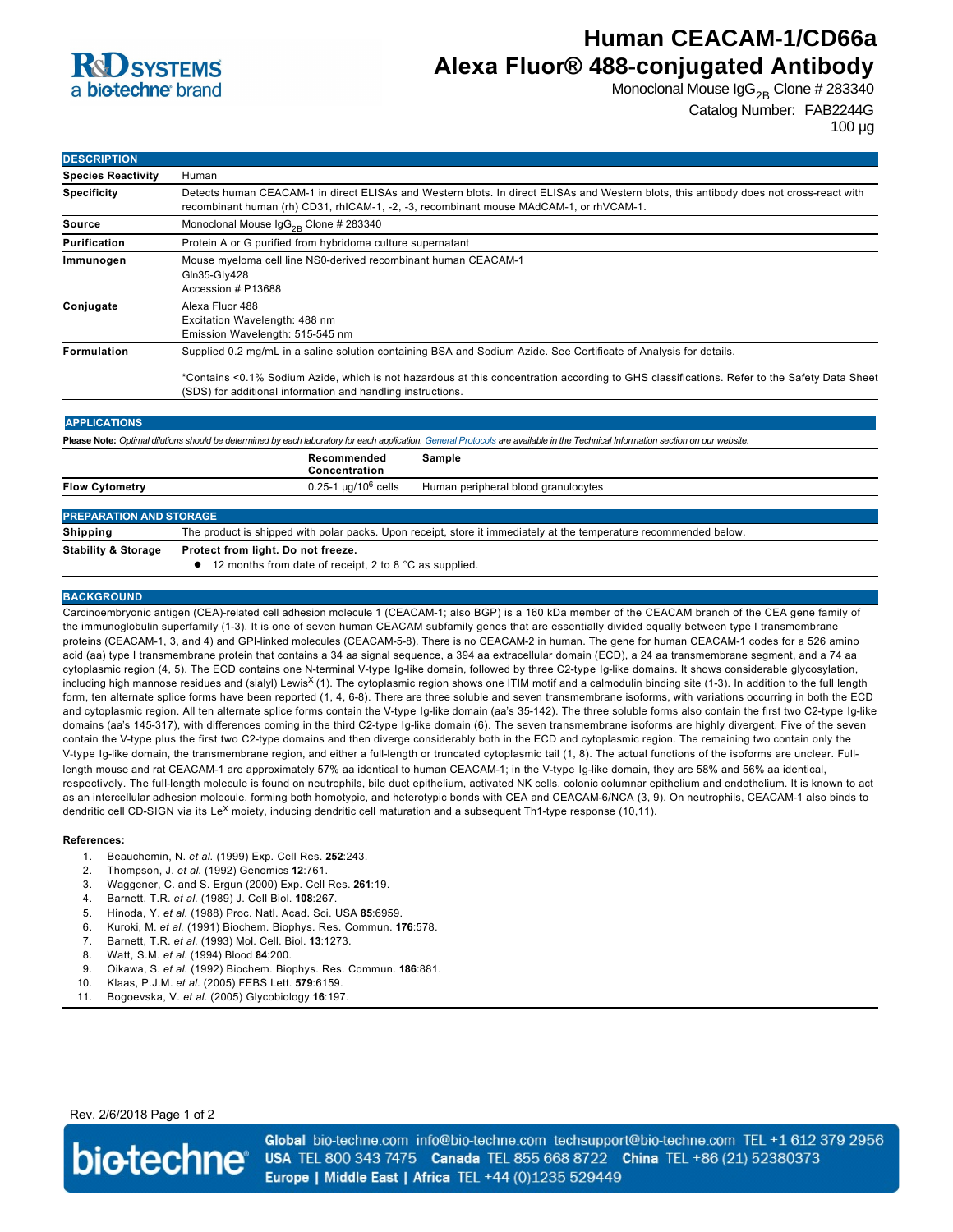R&D SYSTEMS
a bio-techne brand

# Human CEACAM-1/CD66a Alexa Fluor® 488-conjugated Antibody

Monoclonal Mouse $IgG_{2B}$ Clone # 283340

Catalog Number: FAB2244G

100 µg

## DESCRIPTION

| | |
|---|---|
| **Species Reactivity** | Human |
| **Specificity** | Detects human CEACAM-1 in direct ELISAs and Western blots. In direct ELISAs and Western blots, this antibody does not cross-react with recombinant human (rh) CD31, rhICAM-1, -2, -3, recombinant mouse MAdCAM-1, or rhVCAM-1. |
| **Source** | Monoclonal Mouse $IgG_{2B}$ Clone # 283340 |
| **Purification** | Protein A or G purified from hybridoma culture supernatant |
| **Immunogen** | Mouse myeloma cell line NS0-derived recombinant human CEACAM-1<br>Gln35-Gly428<br>Accession # P13688 |
| **Conjugate** | Alexa Fluor 488<br>Excitation Wavelength: 488 nm<br>Emission Wavelength: 515-545 nm |
| **Formulation** | Supplied 0.2 mg/mL in a saline solution containing BSA and Sodium Azide. See Certificate of Analysis for details.<br><br>*Contains <0.1% Sodium Azide, which is not hazardous at this concentration according to GHS classifications. Refer to the Safety Data Sheet (SDS) for additional information and handling instructions. |

## APPLICATIONS

**Please Note:** *Optimal dilutions should be determined by each laboratory for each application. General Protocols are available in the Technical Information section on our website.*

| | Recommended Concentration | Sample |
|---|---|---|
| **Flow Cytometry** | 0.25-1 µg/$10^6$ cells | Human peripheral blood granulocytes |

## PREPARATION AND STORAGE

| | |
|---|---|
| **Shipping** | The product is shipped with polar packs. Upon receipt, store it immediately at the temperature recommended below. |
| **Stability & Storage** | **Protect from light. Do not freeze.**<br>● 12 months from date of receipt, 2 to 8 °C as supplied. |

## BACKGROUND

Carcinoembryonic antigen (CEA)-related cell adhesion molecule 1 (CEACAM-1; also BGP) is a 160 kDa member of the CEACAM branch of the CEA gene family of the immunoglobulin superfamily (1-3). It is one of seven human CEACAM subfamily genes that are essentially divided equally between type I transmembrane proteins (CEACAM-1, 3, and 4) and GPI-linked molecules (CEACAM-5-8). There is no CEACAM-2 in human. The gene for human CEACAM-1 codes for a 526 amino acid (aa) type I transmembrane protein that contains a 34 aa signal sequence, a 394 aa extracellular domain (ECD), a 24 aa transmembrane segment, and a 74 aa cytoplasmic region (4, 5). The ECD contains one N-terminal V-type Ig-like domain, followed by three C2-type Ig-like domains. It shows considerable glycosylation, including high mannose residues and (sialyl) $Lewis^X$ (1). The cytoplasmic region shows one ITIM motif and a calmodulin binding site (1-3). In addition to the full length form, ten alternate splice forms have been reported (1, 4, 6-8). There are three soluble and seven transmembrane isoforms, with variations occurring in both the ECD and cytoplasmic region. All ten alternate splice forms contain the V-type Ig-like domain (aa's 35-142). The three soluble forms also contain the first two C2-type Ig-like domains (aa's 145-317), with differences coming in the third C2-type Ig-like domain (6). The seven transmembrane isoforms are highly divergent. Five of the seven contain the V-type plus the first two C2-type domains and then diverge considerably both in the ECD and cytoplasmic region. The remaining two contain only the V-type Ig-like domain, the transmembrane region, and either a full-length or truncated cytoplasmic tail (1, 8). The actual functions of the isoforms are unclear. Full-length mouse and rat CEACAM-1 are approximately 57% aa identical to human CEACAM-1; in the V-type Ig-like domain, they are 58% and 56% aa identical, respectively. The full-length molecule is found on neutrophils, bile duct epithelium, activated NK cells, colonic columnar epithelium and endothelium. It is known to act as an intercellular adhesion molecule, forming both homotypic, and heterotypic bonds with CEA and CEACAM-6/NCA (3, 9). On neutrophils, CEACAM-1 also binds to dendritic cell CD-SIGN via its $Le^X$ moiety, inducing dendritic cell maturation and a subsequent Th1-type response (10,11).

**References:**

1. Beauchemin, N. *et al.* (1999) Exp. Cell Res. **252**:243.
2. Thompson, J. *et al.* (1992) Genomics **12**:761.
3. Waggener, C. and S. Ergun (2000) Exp. Cell Res. **261**:19.
4. Barnett, T.R. *et al.* (1989) J. Cell Biol. **108**:267.
5. Hinoda, Y. *et al.* (1988) Proc. Natl. Acad. Sci. USA **85**:6959.
6. Kuroki, M. *et al.* (1991) Biochem. Biophys. Res. Commun. **176**:578.
7. Barnett, T.R. *et al.* (1993) Mol. Cell. Biol. **13**:1273.
8. Watt, S.M. *et al.* (1994) Blood **84**:200.
9. Oikawa, S. *et al.* (1992) Biochem. Biophys. Res. Commun. **186**:881.
10. Klaas, P.J.M. *et al.* (2005) FEBS Lett. **579**:6159.
11. Bogoevska, V. *et al.* (2005) Glycobiology **16**:197.

Rev. 2/6/2018

bio-techne® **Global** bio-techne.com info@bio-techne.com techsupport@bio-techne.com TEL +1 612 379 2956 **USA** TEL 800 343 7475 **Canada** TEL 855 668 8722 **China** TEL +86 (21) 52380373 **Europe | Middle East | Africa** TEL +44 (0)1235 529449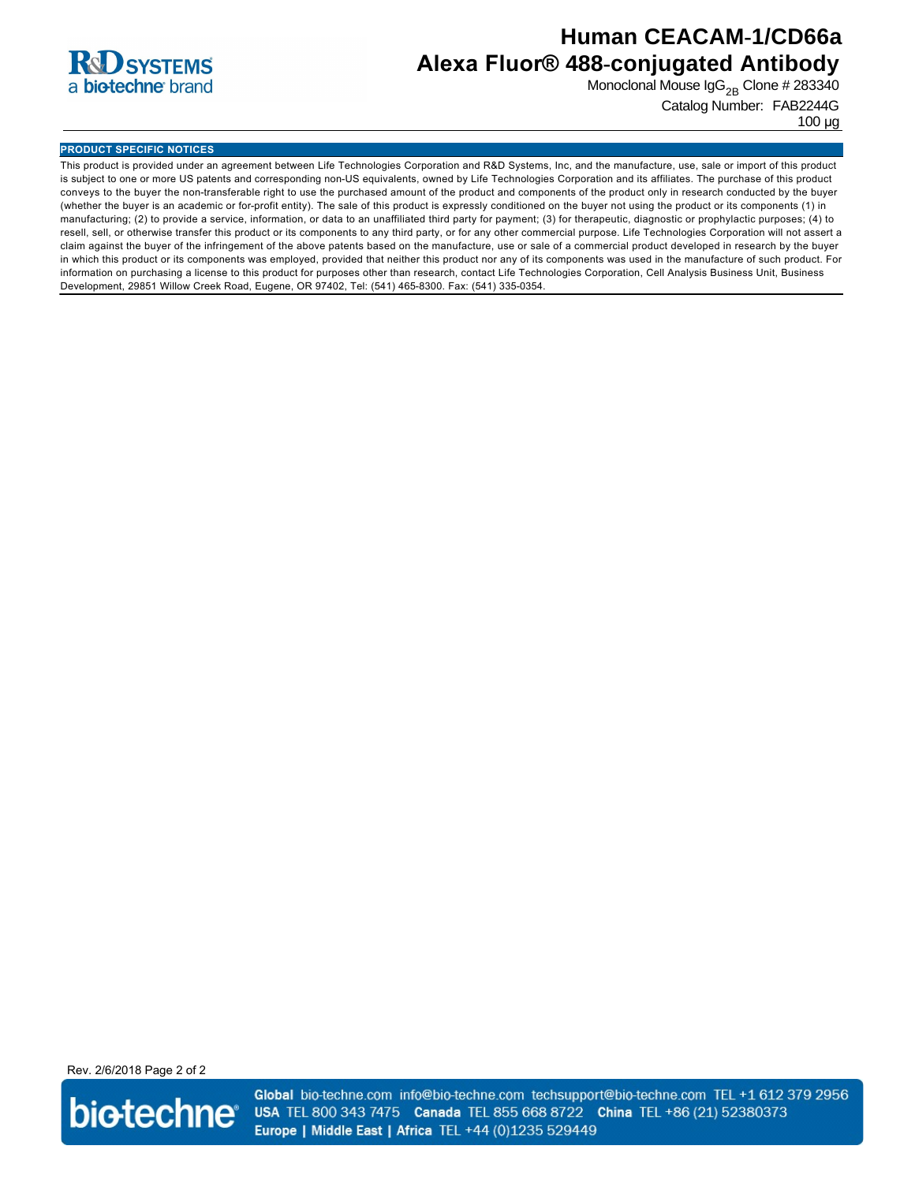# Human CEACAM-1/CD66a Alexa Fluor® 488-conjugated Antibody

Monoclonal Mouse $IgG_{2B}$ Clone # 283340

Catalog Number: FAB2244G

100 µg

## PRODUCT SPECIFIC NOTICES

This product is provided under an agreement between Life Technologies Corporation and R&D Systems, Inc, and the manufacture, use, sale or import of this product is subject to one or more US patents and corresponding non-US equivalents, owned by Life Technologies Corporation and its affiliates. The purchase of this product conveys to the buyer the non-transferable right to use the purchased amount of the product and components of the product only in research conducted by the buyer (whether the buyer is an academic or for-profit entity). The sale of this product is expressly conditioned on the buyer not using the product or its components (1) in manufacturing; (2) to provide a service, information, or data to an unaffiliated third party for payment; (3) for therapeutic, diagnostic or prophylactic purposes; (4) to resell, sell, or otherwise transfer this product or its components to any third party, or for any other commercial purpose. Life Technologies Corporation will not assert a claim against the buyer of the infringement of the above patents based on the manufacture, use or sale of a commercial product developed in research by the buyer in which this product or its components was employed, provided that neither this product nor any of its components was used in the manufacture of such product. For information on purchasing a license to this product for purposes other than research, contact Life Technologies Corporation, Cell Analysis Business Unit, Business Development, 29851 Willow Creek Road, Eugene, OR 97402, Tel: (541) 465-8300. Fax: (541) 335-0354.

Rev. 2/6/2018

**Global** bio-techne.com info@bio-techne.com techsupport@bio-techne.com TEL +1 612 379 2956
**USA** TEL 800 343 7475 **Canada** TEL 855 668 8722 **China** TEL +86 (21) 52380373
**Europe | Middle East | Africa** TEL +44 (0)1235 529449